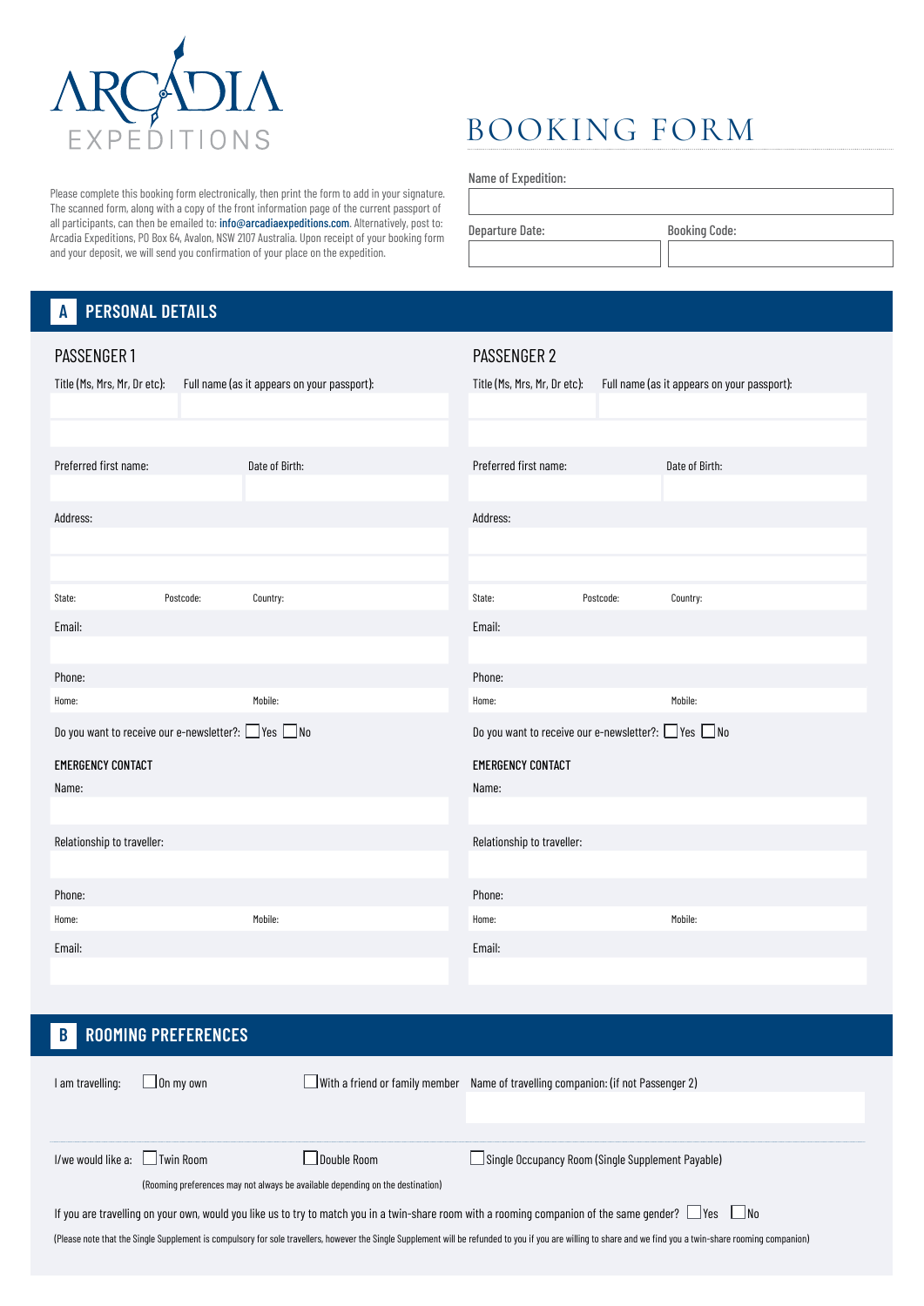# ARCADIA EXPEDITIONS

# BOOKING FORM

Please complete this booking form electronically, then print the form to add in your signature. The scanned form, along with a copy of the front information page of the current passport of all participants, can then be emailed to: info@arcadiaexpeditions.com. Alternatively, post to: Arcadia Expeditions, PO Box 64, Avalon, NSW 2107 Australia. Upon receipt of your booking form and your deposit, we will send you confirmation of your place on the expedition.

Name of Expedition:

Departure Date: Booking Code:

## A PERSONAL DETAILS

### PASSENGER 1

Title (Ms, Mrs, Mr, Dr etc): Full name (as it appears on your passport):

Preferred first name: Date of Birth:

Address:

State: Postcode: Country:

Email:

Phone:

Home: Mobile:

Do you want to receive our e-newsletter?: ☐ Yes ☐ No

**EMERGENCY CONTACT**

Name:

Relationship to traveller:

Phone:

Home: Mobile:

Email:

### PASSENGER 2

Title (Ms, Mrs, Mr, Dr etc): Full name (as it appears on your passport):

Preferred first name: Date of Birth:

Address:

State: Postcode: Country:

Email:

Phone:

Home: Mobile:

Do you want to receive our e-newsletter?: ☐ Yes ☐ No

**EMERGENCY CONTACT**

Name:

Relationship to traveller:

Phone:

Home: Mobile:

Email:

## B ROOMING PREFERENCES

I am travelling: ☐ On my own ☐ With a friend or family member Name of travelling companion: (if not Passenger 2)

I/we would like a: ☐ Twin Room ☐ Double Room ☐ Single Occupancy Room (Single Supplement Payable)

(Rooming preferences may not always be available depending on the destination)

If you are travelling on your own, would you like us to try to match you in a twin-share room with a rooming companion of the same gender? ☐ Yes ☐ No

(Please note that the Single Supplement is compulsory for sole travellers, however the Single Supplement will be refunded to you if you are willing to share and we find you a twin-share rooming companion)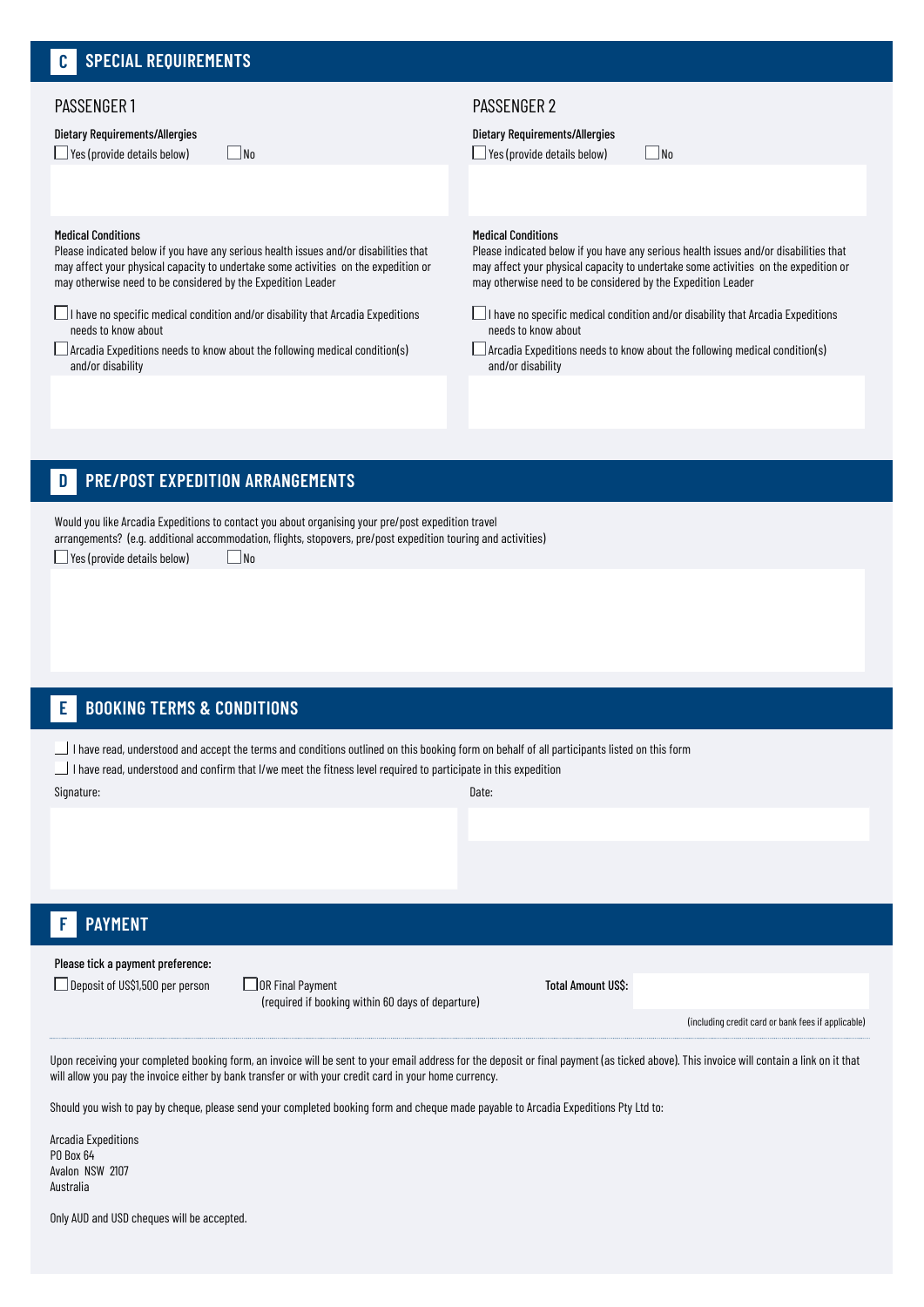## C SPECIAL REQUIREMENTS

### PASSENGER 1

**Dietary Requirements/Allergies**

☐ Yes (provide details below) ☐ No

**Medical Conditions**

Please indicated below if you have any serious health issues and/or disabilities that may affect your physical capacity to undertake some activities on the expedition or may otherwise need to be considered by the Expedition Leader

☐ I have no specific medical condition and/or disability that Arcadia Expeditions needs to know about

☐ Arcadia Expeditions needs to know about the following medical condition(s) and/or disability

### PASSENGER 2

**Dietary Requirements/Allergies**

☐ Yes (provide details below) ☐ No

**Medical Conditions**

Please indicated below if you have any serious health issues and/or disabilities that may affect your physical capacity to undertake some activities on the expedition or may otherwise need to be considered by the Expedition Leader

☐ I have no specific medical condition and/or disability that Arcadia Expeditions needs to know about

☐ Arcadia Expeditions needs to know about the following medical condition(s) and/or disability

## D PRE/POST EXPEDITION ARRANGEMENTS

Would you like Arcadia Expeditions to contact you about organising your pre/post expedition travel arrangements? (e.g. additional accommodation, flights, stopovers, pre/post expedition touring and activities)

☐ Yes (provide details below) ☐ No

## E BOOKING TERMS & CONDITIONS

☐ I have read, understood and accept the terms and conditions outlined on this booking form on behalf of all participants listed on this form

☐ I have read, understood and confirm that I/we meet the fitness level required to participate in this expedition

Signature:

Date:

## F PAYMENT

**Please tick a payment preference:**

☐ Deposit of US$1,500 per person

☐ OR Final Payment (required if booking within 60 days of departure)

**Total Amount US$:**

(including credit card or bank fees if applicable)

Upon receiving your completed booking form, an invoice will be sent to your email address for the deposit or final payment (as ticked above). This invoice will contain a link on it that will allow you pay the invoice either by bank transfer or with your credit card in your home currency.

Should you wish to pay by cheque, please send your completed booking form and cheque made payable to Arcadia Expeditions Pty Ltd to:

Arcadia Expeditions
PO Box 64
Avalon NSW 2107
Australia

Only AUD and USD cheques will be accepted.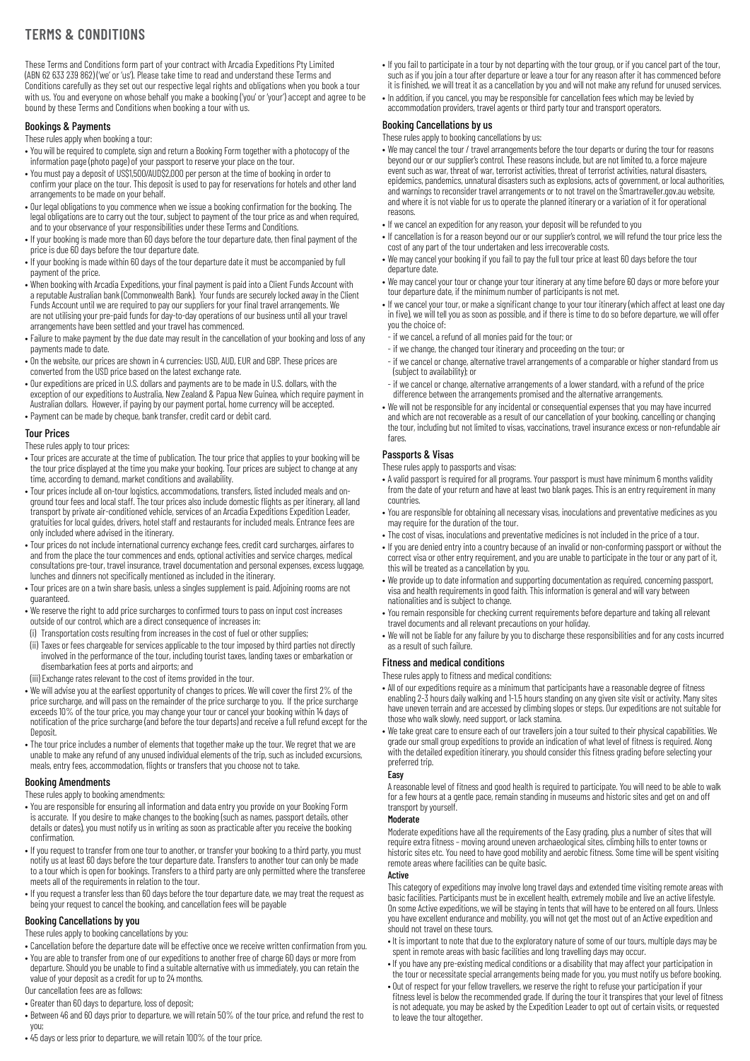# TERMS & CONDITIONS

These Terms and Conditions form part of your contract with Arcadia Expeditions Pty Limited (ABN 62 633 239 862) ('we' or 'us'). Please take time to read and understand these Terms and Conditions carefully as they set out our respective legal rights and obligations when you book a tour with us. You and everyone on whose behalf you make a booking ('you' or 'your') accept and agree to be bound by these Terms and Conditions when booking a tour with us.

### Bookings & Payments

These rules apply when booking a tour:

- You will be required to complete, sign and return a Booking Form together with a photocopy of the information page (photo page) of your passport to reserve your place on the tour.
- You must pay a deposit of US$1,500/AUD$2,000 per person at the time of booking in order to confirm your place on the tour. This deposit is used to pay for reservations for hotels and other land arrangements to be made on your behalf.
- Our legal obligations to you commence when we issue a booking confirmation for the booking. The legal obligations are to carry out the tour, subject to payment of the tour price as and when required, and to your observance of your responsibilities under these Terms and Conditions.
- If your booking is made more than 60 days before the tour departure date, then final payment of the price is due 60 days before the tour departure date.
- If your booking is made within 60 days of the tour departure date it must be accompanied by full payment of the price.
- When booking with Arcadia Expeditions, your final payment is paid into a Client Funds Account with a reputable Australian bank (Commonwealth Bank). Your funds are securely locked away in the Client Funds Account until we are required to pay our suppliers for your final travel arrangements. We are not utilising your pre-paid funds for day-to-day operations of our business until all your travel arrangements have been settled and your travel has commenced.
- Failure to make payment by the due date may result in the cancellation of your booking and loss of any payments made to date.
- On the website, our prices are shown in 4 currencies: USD, AUD, EUR and GBP. These prices are converted from the USD price based on the latest exchange rate.
- Our expeditions are priced in U.S. dollars and payments are to be made in U.S. dollars, with the exception of our expeditions to Australia, New Zealand & Papua New Guinea, which require payment in Australian dollars. However, if paying by our payment portal, home currency will be accepted.
- Payment can be made by cheque, bank transfer, credit card or debit card.

### Tour Prices

These rules apply to tour prices:

- Tour prices are accurate at the time of publication. The tour price that applies to your booking will be the tour price displayed at the time you make your booking. Tour prices are subject to change at any time, according to demand, market conditions and availability.
- Tour prices include all on-tour logistics, accommodations, transfers, listed included meals and on-ground tour fees and local staff. The tour prices also include domestic flights as per itinerary, all land transport by private air-conditioned vehicle, services of an Arcadia Expeditions Expedition Leader, gratuities for local guides, drivers, hotel staff and restaurants for included meals. Entrance fees are only included where advised in the itinerary.
- Tour prices do not include international currency exchange fees, credit card surcharges, airfares to and from the place the tour commences and ends, optional activities and service charges, medical consultations pre-tour, travel insurance, travel documentation and personal expenses, excess luggage, lunches and dinners not specifically mentioned as included in the itinerary.
- Tour prices are on a twin share basis, unless a singles supplement is paid. Adjoining rooms are not guaranteed.
- We reserve the right to add price surcharges to confirmed tours to pass on input cost increases outside of our control, which are a direct consequence of increases in:
  (i) Transportation costs resulting from increases in the cost of fuel or other supplies;
  (ii) Taxes or fees chargeable for services applicable to the tour imposed by third parties not directly involved in the performance of the tour, including tourist taxes, landing taxes or embarkation or disembarkation fees at ports and airports; and
  (iii) Exchange rates relevant to the cost of items provided in the tour.
- We will advise you at the earliest opportunity of changes to prices. We will cover the first 2% of the price surcharge, and will pass on the remainder of the price surcharge to you. If the price surcharge exceeds 10% of the tour price, you may change your tour or cancel your booking within 14 days of notification of the price surcharge (and before the tour departs) and receive a full refund except for the Deposit.
- The tour price includes a number of elements that together make up the tour. We regret that we are unable to make any refund of any unused individual elements of the trip, such as included excursions, meals, entry fees, accommodation, flights or transfers that you choose not to take.

### Booking Amendments

These rules apply to booking amendments:

- You are responsible for ensuring all information and data entry you provide on your Booking Form is accurate. If you desire to make changes to the booking (such as names, passport details, other details or dates), you must notify us in writing as soon as practicable after you receive the booking confirmation.
- If you request to transfer from one tour to another, or transfer your booking to a third party, you must notify us at least 60 days before the tour departure date. Transfers to another tour can only be made to a tour which is open for bookings. Transfers to a third party are only permitted where the transferee meets all of the requirements in relation to the tour.
- If you request a transfer less than 60 days before the tour departure date, we may treat the request as being your request to cancel the booking, and cancellation fees will be payable

### Booking Cancellations by you

These rules apply to booking cancellations by you:

- Cancellation before the departure date will be effective once we receive written confirmation from you.
- You are able to transfer from one of our expeditions to another free of charge 60 days or more from departure. Should you be unable to find a suitable alternative with us immediately, you can retain the value of your deposit as a credit for up to 24 months.

Our cancellation fees are as follows:

- Greater than 60 days to departure, loss of deposit;
- Between 46 and 60 days prior to departure, we will retain 50% of the tour price, and refund the rest to you;
- 45 days or less prior to departure, we will retain 100% of the tour price.
- If you fail to participate in a tour by not departing with the tour group, or if you cancel part of the tour, such as if you join a tour after departure or leave a tour for any reason after it has commenced before it is finished, we will treat it as a cancellation by you and will not make any refund for unused services.
- In addition, if you cancel, you may be responsible for cancellation fees which may be levied by accommodation providers, travel agents or third party tour and transport operators.

### Booking Cancellations by us

These rules apply to booking cancellations by us:

- We may cancel the tour / travel arrangements before the tour departs or during the tour for reasons beyond our or our supplier's control. These reasons include, but are not limited to, a force majeure event such as war, threat of war, terrorist activities, threat of terrorist activities, natural disasters, epidemics, pandemics, unnatural disasters such as explosions, acts of government, or local authorities, and warnings to reconsider travel arrangements or to not travel on the Smartraveller.gov.au website, and where it is not viable for us to operate the planned itinerary or a variation of it for operational reasons.
- If we cancel an expedition for any reason, your deposit will be refunded to you
- If cancellation is for a reason beyond our or our supplier's control, we will refund the tour price less the cost of any part of the tour undertaken and less irrecoverable costs.
- We may cancel your booking if you fail to pay the full tour price at least 60 days before the tour departure date.
- We may cancel your tour or change your tour itinerary at any time before 60 days or more before your tour departure date, if the minimum number of participants is not met.
- If we cancel your tour, or make a significant change to your tour itinerary (which affect at least one day in five), we will tell you as soon as possible, and if there is time to do so before departure, we will offer you the choice of:
  - if we cancel, a refund of all monies paid for the tour; or
  - if we change, the changed tour itinerary and proceeding on the tour; or
  - if we cancel or change, alternative travel arrangements of a comparable or higher standard from us (subject to availability); or
  - if we cancel or change, alternative arrangements of a lower standard, with a refund of the price difference between the arrangements promised and the alternative arrangements.
- We will not be responsible for any incidental or consequential expenses that you may have incurred and which are not recoverable as a result of our cancellation of your booking, cancelling or changing the tour, including but not limited to visas, vaccinations, travel insurance excess or non-refundable air fares.

### Passports & Visas

These rules apply to passports and visas:

- A valid passport is required for all programs. Your passport is must have minimum 6 months validity from the date of your return and have at least two blank pages. This is an entry requirement in many countries.
- You are responsible for obtaining all necessary visas, inoculations and preventative medicines as you may require for the duration of the tour.
- The cost of visas, inoculations and preventative medicines is not included in the price of a tour.
- If you are denied entry into a country because of an invalid or non-conforming passport or without the correct visa or other entry requirement, and you are unable to participate in the tour or any part of it, this will be treated as a cancellation by you.
- We provide up to date information and supporting documentation as required, concerning passport, visa and health requirements in good faith. This information is general and will vary between nationalities and is subject to change.
- You remain responsible for checking current requirements before departure and taking all relevant travel documents and all relevant precautions on your holiday.
- We will not be liable for any failure by you to discharge these responsibilities and for any costs incurred as a result of such failure.

### Fitness and medical conditions

These rules apply to fitness and medical conditions:

- All of our expeditions require as a minimum that participants have a reasonable degree of fitness enabling 2-3 hours daily walking and 1-1.5 hours standing on any given site visit or activity. Many sites have uneven terrain and are accessed by climbing slopes or steps. Our expeditions are not suitable for those who walk slowly, need support, or lack stamina.
- We take great care to ensure each of our travellers join a tour suited to their physical capabilities. We grade our small group expeditions to provide an indication of what level of fitness is required. Along with the detailed expedition itinerary, you should consider this fitness grading before selecting your preferred trip.

**Easy**

A reasonable level of fitness and good health is required to participate. You will need to be able to walk for a few hours at a gentle pace, remain standing in museums and historic sites and get on and off transport by yourself.

**Moderate**

Moderate expeditions have all the requirements of the Easy grading, plus a number of sites that will require extra fitness – moving around uneven archaeological sites, climbing hills to enter towns or historic sites etc. You need to have good mobility and aerobic fitness. Some time will be spent visiting remote areas where facilities can be quite basic.

**Active**

This category of expeditions may involve long travel days and extended time visiting remote areas with basic facilities. Participants must be in excellent health, extremely mobile and live an active lifestyle. On some Active expeditions, we will be staying in tents that will have to be entered on all fours. Unless you have excellent endurance and mobility, you will not get the most out of an Active expedition and should not travel on these tours.

- It is important to note that due to the exploratory nature of some of our tours, multiple days may be spent in remote areas with basic facilities and long travelling days may occur.
- If you have any pre-existing medical conditions or a disability that may affect your participation in the tour or necessitate special arrangements being made for you, you must notify us before booking.
- Out of respect for your fellow travellers, we reserve the right to refuse your participation if your fitness level is below the recommended grade. If during the tour it transpires that your level of fitness is not adequate, you may be asked by the Expedition Leader to opt out of certain visits, or requested to leave the tour altogether.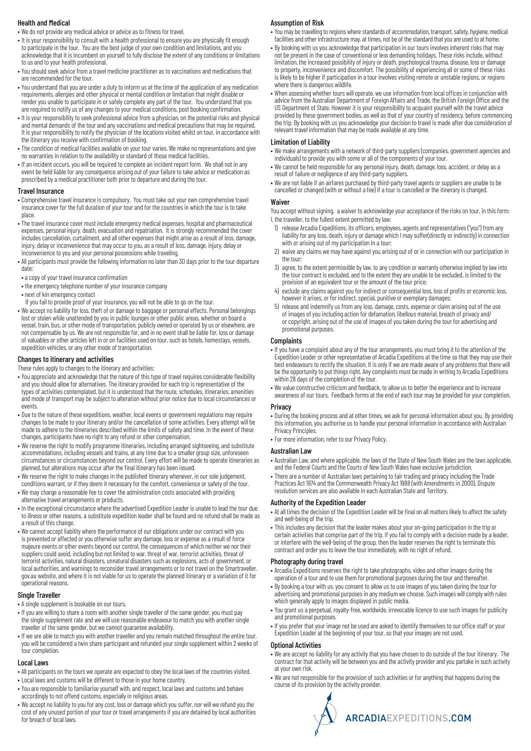## Health and Medical

- We do not provide any medical advice or advice as to fitness for travel.
- It is your responsibility to consult with a health professional to ensure you are physically fit enough to participate in the tour. You are the best judge of your own condition and limitations, and you acknowledge that it is incumbent on yourself to fully disclose the extent of any conditions or limitations to us and to your health professional.
- You should seek advice from a travel medicine practitioner as to vaccinations and medications that are recommended for the tour.
- You understand that you are under a duty to inform us at the time of the application of any medication requirements, allergies and other physical or mental condition or limitation that might disable or render you unable to participate in or safely complete any part of the tour. You understand that you are required to notify us of any changes to your medical conditions, post booking confirmation.
- It is your responsibility to seek professional advice from a physician, on the potential risks and physical and mental demands of the tour and any vaccinations and medical precautions that may be required. It is your responsibility to notify the physician of the locations visited whilst on tour, in accordance with the itinerary you receive with confirmation of booking.
- The condition of medical facilities available on your tour varies. We make no representations and give no warranties in relation to the availability or standard of those medical facilities.
- If an incident occurs, you will be required to complete an incident report form. We shall not in any event be held liable for any consequence arising out of your failure to take advice or medication as prescribed by a medical practitioner both prior to departure and during the tour.

## Travel Insurance

- Comprehensive travel insurance is compulsory. You must take out your own comprehensive travel insurance cover for the full duration of your tour and for the countries in which the tour is to take place.
- The travel insurance cover must include emergency medical expenses, hospital and pharmaceutical expenses, personal injury, death, evacuation and repatriation. It is strongly recommended the cover includes cancellation, curtailment, and all other expenses that might arise as a result of loss, damage, injury, delay or inconvenience that may occur to you, as a result of loss, damage, injury, delay or inconvenience to you and your personal possessions while traveling.
- All participants must provide the following information no later than 30 days prior to the tour departure date:
  - a copy of your travel insurance confirmation
  - the emergency telephone number of your insurance company
  - next of kin emergency contact

  If you fail to provide proof of your insurance, you will not be able to go on the tour.
- We accept no liability for loss, theft of or damage to baggage or personal effects. Personal belongings lost or stolen while unattended by you in public lounges or other public areas, whether on board a vessel, train, bus, or other mode of transportation, publicly owned or operated by us or elsewhere, are not compensable by us. We are not responsible for, and in no event shall be liable for, loss or damage of valuables or other articles left in or on facilities used on tour, such as hotels, homestays, vessels, expedition vehicles, or any other mode of transportation.

## Changes to itinerary and activities

These rules apply to changes to the itinerary and activities:

- You appreciate and acknowledge that the nature of this type of travel requires considerable flexibility and you should allow for alternatives. The itinerary provided for each trip is representative of the types of activities contemplated, but it is understood that the route, schedules, itineraries, amenities and mode of transport may be subject to alteration without prior notice due to local circumstances or events.
- Due to the nature of these expeditions, weather, local events or government regulations may require changes to be made to your itinerary and/or the cancellation of some activities. Every attempt will be made to adhere to the itineraries described within the limits of safety and time. In the event of these changes, participants have no right to any refund or other compensation.
- We reserve the right to modify programme itineraries, including arranged sightseeing, and substitute accommodations, including vessels and trains, at any time due to a smaller group size, unforeseen circumstances or circumstances beyond our control. Every effort will be made to operate itineraries as planned, but alterations may occur after the final itinerary has been issued.
- We reserve the right to make changes in the published itinerary whenever, in our sole judgement, conditions warrant, or if they deem it necessary for the comfort, convenience or safety of the tour.
- We may charge a reasonable fee to cover the administration costs associated with providing alternative travel arrangements or products.
- In the exceptional circumstance where the advertised Expedition Leader is unable to lead the tour due to illness or other reasons, a substitute expedition leader shall be found and no refund shall be made as a result of this change.
- We cannot accept liability where the performance of our obligations under our contract with you is prevented or affected or you otherwise suffer any damage, loss or expense as a result of force majeure events or other events beyond our control, the consequences of which neither we nor their suppliers could avoid, including but not limited to war, threat of war, terrorist activities, threat of terrorist activities, natural disasters, unnatural disasters such as explosions, acts of government, or local authorities, and warnings to reconsider travel arrangements or to not travel on the Smartraveller.gov.au website, and where it is not viable for us to operate the planned itinerary or a variation of it for operational reasons.

## Single Traveller

- A single supplement is bookable on our tours.
- If you are willing to share a room with another single traveller of the same gender, you must pay the single supplement rate and we will use reasonable endeavour to match you with another single traveller of the same gender, but we cannot guarantee availability.
- If we are able to match you with another traveller and you remain matched throughout the entire tour, you will be considered a twin share participant and refunded your single supplement within 2 weeks of tour completion.

## Local Laws

- All participants on the tours we operate are expected to obey the local laws of the countries visited.
- Local laws and customs will be different to those in your home country.
- You are responsible to familiarise yourself with, and respect, local laws and customs and behave accordingly to not offend customs, especially in religious areas.
- We accept no liability to you for any cost, loss or damage which you suffer, nor will we refund you the cost of any unused portion of your tour or travel arrangements if you are detained by local authorities for breach of local laws.

## Assumption of Risk

- You may be travelling to regions where standards of accommodation, transport, safety, hygiene, medical facilities and other infrastructure may, at times, not be of the standard that you are used to at home.
- By booking with us you acknowledge that participation in our tours involves inherent risks that may not be present in the case of conventional or less demanding holidays. These risks include, without limitation, the increased possibility of injury or death, psychological trauma, disease, loss or damage to property, inconvenience and discomfort. The possibility of experiencing all or some of these risks is likely to be higher if participation in a tour involves visiting remote or unstable regions, or regions where there is dangerous wildlife.
- When assessing whether tours will operate, we use information from local offices in conjunction with advice from the Australian Department of Foreign Affairs and Trade, the British Foreign Office and the US Department of State. However it is your responsibility to acquaint yourself with the travel advice provided by these government bodies, as well as that of your country of residency, before commencing the trip. By booking with us you acknowledge your decision to travel is made after due consideration of relevant travel information that may be made available at any time.

## Limitation of Liability

- We make arrangements with a network of third-party suppliers (companies, government agencies and individuals) to provide you with some or all of the components of your tour.
- We cannot be held responsible for any personal injury, death, damage, loss, accident, or delay as a result of failure or negligence of any third-party suppliers.
- We are not liable if an airfares purchased by third-party travel agents or suppliers are unable to be cancelled or changed (with or without a fee) if a tour is cancelled or the itinerary is changed.

## Waiver

You accept without signing, a waiver to acknowledge your acceptance of the risks on tour, in this form: I, the traveller, to the fullest extent permitted by law:

1) release Arcadia Expeditions, its officers, employees, agents and representatives ("you") from any liability for any loss, death, injury or damage which I may suffer(directly or indirectly) in connection with or arising out of my participation in a tour;
2) waive any claims we may have against you arising out of or in connection with our participation in the tour;
3) agree, to the extent permissible by law, to any condition or warranty otherwise implied by law into the tour contract is excluded, and to the extent they are unable to be excluded, is limited to the provision of an equivalent tour or the amount of the tour price;
4) exclude any claims against you for indirect or consequential loss, loss of profits or economic loss, however it arises, or for indirect, special, punitive or exemplary damages;
5) release and indemnify us from any loss, damage, costs, expense or claim arising out of the use of images of you including action for defamation, libellous material, breach of privacy and/or copyright, arising out of the use of images of you taken during the tour for advertising and promotional purposes.

## Complaints

- If you have a complaint about any of the tour arrangements, you must bring it to the attention of the Expedition Leader or other representative of Arcadia Expeditions at the time so that they may use their best endeavours to rectify the situation. It is only if we are made aware of any problems that there will be the opportunity to put things right. Any complaints must be made in writing to Arcadia Expeditions within 28 days of the completion of the tour.
- We value constructive criticism and feedback, to allow us to better the experience and to increase awareness of our tours. Feedback forms at the end of each tour may be provided for your completion.

## Privacy

- During the booking process and at other times, we ask for personal information about you. By providing this information, you authorise us to handle your personal information in accordance with Australian Privacy Principles.
- For more information, refer to our Privacy Policy.

## Australian Law

- Australian Law, and where applicable, the laws of the State of New South Wales are the laws applicable, and the Federal Courts and the Courts of New South Wales have exclusive jurisdiction.
- There are a number of Australian laws pertaining to fair trading and privacy including the Trade Practices Act 1974 and the Commonwealth Privacy Act 1988 (with Amendments in 2000). Dispute resolution services are also available in each Australian State and Territory.

## Authority of the Expedition Leader

- At all times the decision of the Expedition Leader will be final on all matters likely to affect the safety and well-being of the trip.
- This includes any decision that the leader makes about your on-going participation in the trip or certain activities that comprise part of the trip. If you fail to comply with a decision made by a leader, or interfere with the well-being of the group, then the leader reserves the right to terminate this contract and order you to leave the tour immediately, with no right of refund.

## Photography during travel

- Arcadia Expeditions reserves the right to take photographs, video and other images during the operation of a tour and to use them for promotional purposes during the tour and thereafter.
- By booking a tour with us, you consent to allow us to use images of you taken during the tour for advertising and promotional purposes in any medium we choose. Such images will comply with rules which generally apply to images displayed in public media.
- You grant us a perpetual, royalty-free, worldwide, irrevocable licence to use such images for publicity and promotional purposes.
- If you prefer that your image not be used are asked to identify themselves to our office staff or your Expedition Leader at the beginning of your tour, so that your images are not used.

## Optional Activities

- We are accept no liability for any activity that you have chosen to do outside of the tour itinerary. The contract for that activity will be between you and the activity provider and you partake in such activity at your own risk.
- We are not responsible for the provision of such activities or for anything that happens during the course of its provision by the activity provider.

ARCADIAEXPEDITIONS.COM